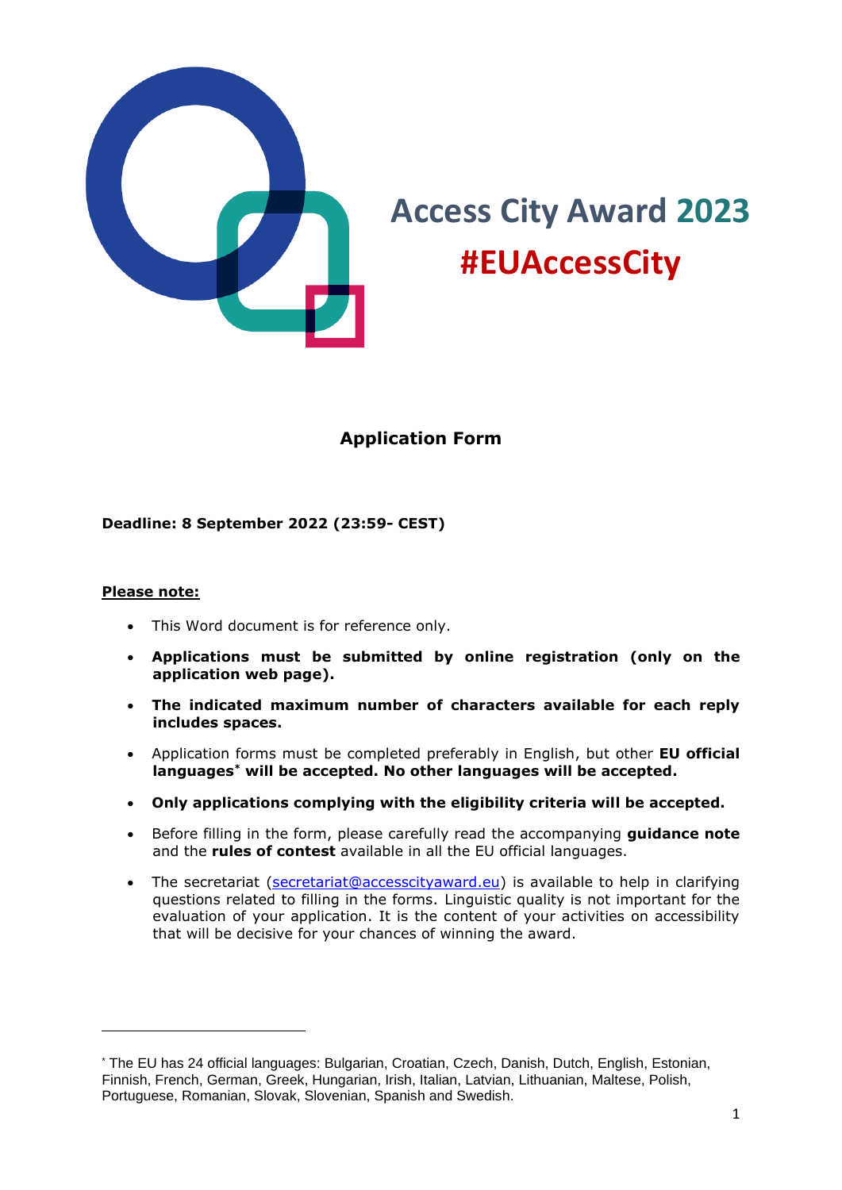# Access City Award 2023

# #EUAccessCity

## Application Form

**Deadline: 8 September 2022 (23:59- CEST)**

**Please note:**

- This Word document is for reference only.
- **Applications must be submitted by online registration (only on the application web page).**
- **The indicated maximum number of characters available for each reply includes spaces.**
- Application forms must be completed preferably in English, but other **EU official languages*** **will be accepted. No other languages will be accepted.**
- **Only applications complying with the eligibility criteria will be accepted.**
- Before filling in the form, please carefully read the accompanying **guidance note** and the **rules of contest** available in all the EU official languages.
- The secretariat (secretariat@accesscityaward.eu) is available to help in clarifying questions related to filling in the forms. Linguistic quality is not important for the evaluation of your application. It is the content of your activities on accessibility that will be decisive for your chances of winning the award.

---

* The EU has 24 official languages: Bulgarian, Croatian, Czech, Danish, Dutch, English, Estonian, Finnish, French, German, Greek, Hungarian, Irish, Italian, Latvian, Lithuanian, Maltese, Polish, Portuguese, Romanian, Slovak, Slovenian, Spanish and Swedish.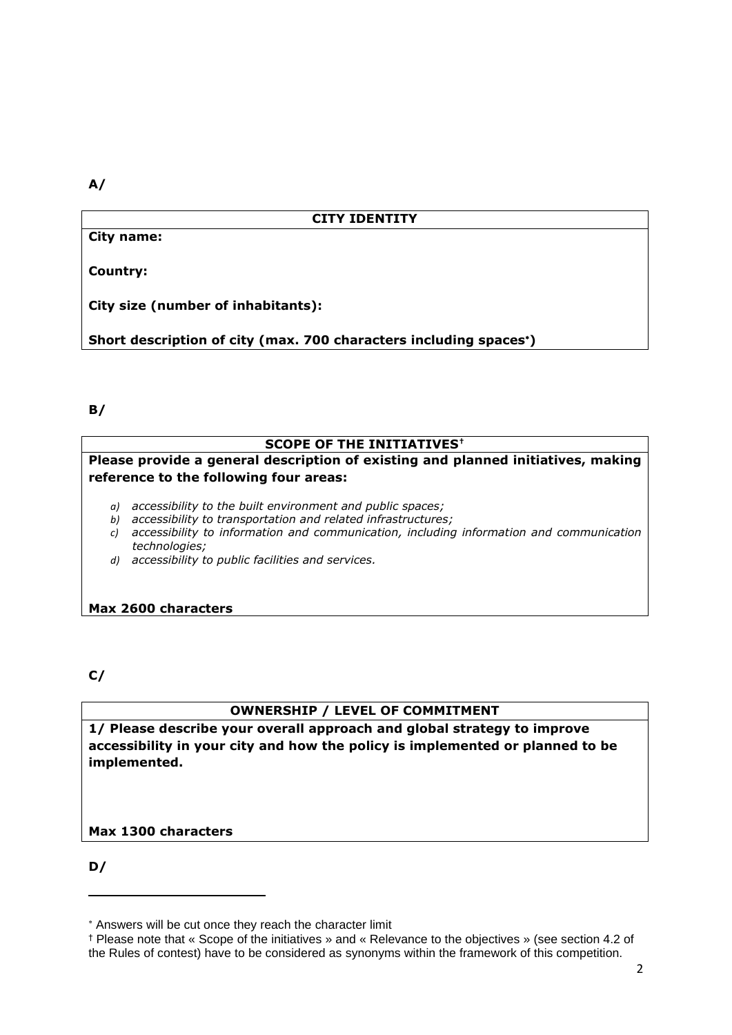**A/**

| CITY IDENTITY |
|---|
| **City name:**<br><br>**Country:**<br><br>**City size (number of inhabitants):**<br><br>**Short description of city (max. 700 characters including spaces*)** |

**B/**

| SCOPE OF THE INITIATIVES† |
|---|
| **Please provide a general description of existing and planned initiatives, making reference to the following four areas:**<br><br>*a) accessibility to the built environment and public spaces;*<br>*b) accessibility to transportation and related infrastructures;*<br>*c) accessibility to information and communication, including information and communication technologies;*<br>*d) accessibility to public facilities and services.*<br><br>**Max 2600 characters** |

**C/**

| OWNERSHIP / LEVEL OF COMMITMENT |
|---|
| **1/ Please describe your overall approach and global strategy to improve accessibility in your city and how the policy is implemented or planned to be implemented.**<br><br>**Max 1300 characters** |

**D/**

---

* Answers will be cut once they reach the character limit

† Please note that « Scope of the initiatives » and « Relevance to the objectives » (see section 4.2 of the Rules of contest) have to be considered as synonyms within the framework of this competition.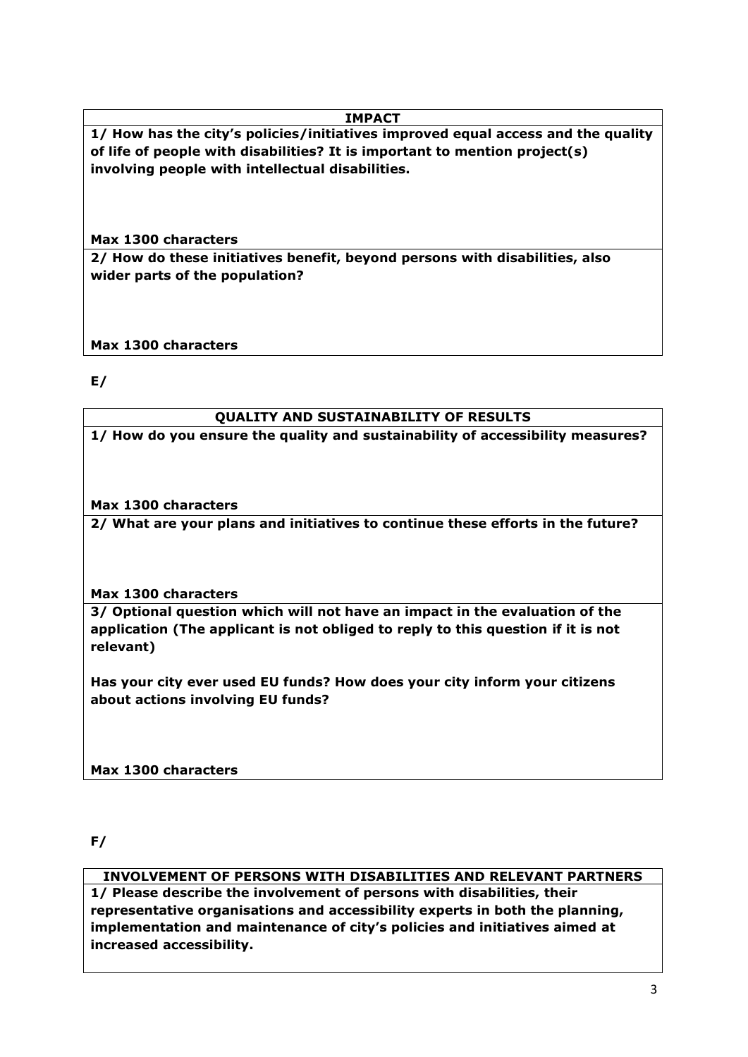| IMPACT |
| --- |
| **1/ How has the city's policies/initiatives improved equal access and the quality of life of people with disabilities? It is important to mention project(s) involving people with intellectual disabilities.**<br><br>**Max 1300 characters** |
| **2/ How do these initiatives benefit, beyond persons with disabilities, also wider parts of the population?**<br><br>**Max 1300 characters** |

**E/**

| QUALITY AND SUSTAINABILITY OF RESULTS |
| --- |
| **1/ How do you ensure the quality and sustainability of accessibility measures?**<br><br>**Max 1300 characters** |
| **2/ What are your plans and initiatives to continue these efforts in the future?**<br><br>**Max 1300 characters** |
| **3/ Optional question which will not have an impact in the evaluation of the application (The applicant is not obliged to reply to this question if it is not relevant)**<br><br>**Has your city ever used EU funds? How does your city inform your citizens about actions involving EU funds?**<br><br>**Max 1300 characters** |

**F/**

| INVOLVEMENT OF PERSONS WITH DISABILITIES AND RELEVANT PARTNERS |
| --- |
| **1/ Please describe the involvement of persons with disabilities, their representative organisations and accessibility experts in both the planning, implementation and maintenance of city's policies and initiatives aimed at increased accessibility.** |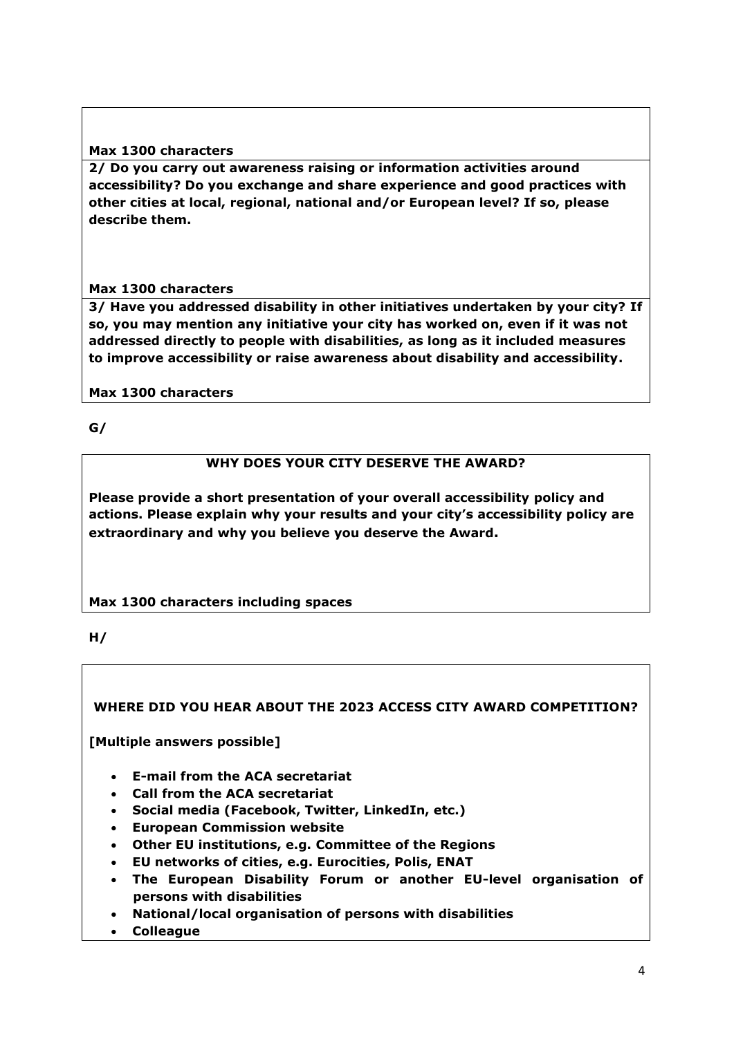**Max 1300 characters**

**2/ Do you carry out awareness raising or information activities around accessibility? Do you exchange and share experience and good practices with other cities at local, regional, national and/or European level? If so, please describe them.**

**Max 1300 characters**

**3/ Have you addressed disability in other initiatives undertaken by your city? If so, you may mention any initiative your city has worked on, even if it was not addressed directly to people with disabilities, as long as it included measures to improve accessibility or raise awareness about disability and accessibility.**

**Max 1300 characters**

**G/**

**WHY DOES YOUR CITY DESERVE THE AWARD?**

**Please provide a short presentation of your overall accessibility policy and actions. Please explain why your results and your city's accessibility policy are extraordinary and why you believe you deserve the Award.**

**Max 1300 characters including spaces**

**H/**

**WHERE DID YOU HEAR ABOUT THE 2023 ACCESS CITY AWARD COMPETITION?**

**[Multiple answers possible]**

- **E-mail from the ACA secretariat**
- **Call from the ACA secretariat**
- **Social media (Facebook, Twitter, LinkedIn, etc.)**
- **European Commission website**
- **Other EU institutions, e.g. Committee of the Regions**
- **EU networks of cities, e.g. Eurocities, Polis, ENAT**
- **The European Disability Forum or another EU-level organisation of persons with disabilities**
- **National/local organisation of persons with disabilities**
- **Colleague**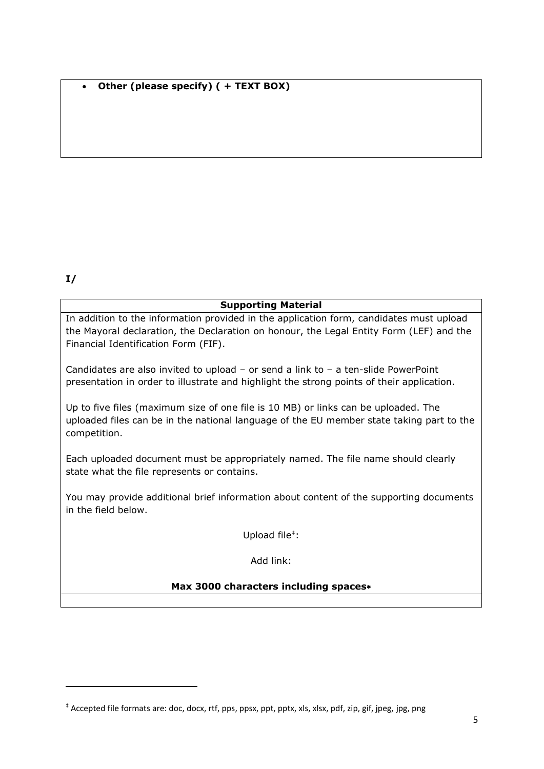- **Other (please specify) ( + TEXT BOX)**

**I/**

| **Supporting Material** |
|---|
| In addition to the information provided in the application form, candidates must upload the Mayoral declaration, the Declaration on honour, the Legal Entity Form (LEF) and the Financial Identification Form (FIF).<br><br>Candidates are also invited to upload – or send a link to – a ten-slide PowerPoint presentation in order to illustrate and highlight the strong points of their application.<br><br>Up to five files (maximum size of one file is 10 MB) or links can be uploaded. The uploaded files can be in the national language of the EU member state taking part to the competition.<br><br>Each uploaded document must be appropriately named. The file name should clearly state what the file represents or contains.<br><br>You may provide additional brief information about content of the supporting documents in the field below.<br><br>Upload file[‡]:<br><br>Add link:<br><br>**Max 3000 characters including spaces*** |
| |

[‡] Accepted file formats are: doc, docx, rtf, pps, ppsx, ppt, pptx, xls, xlsx, pdf, zip, gif, jpeg, jpg, png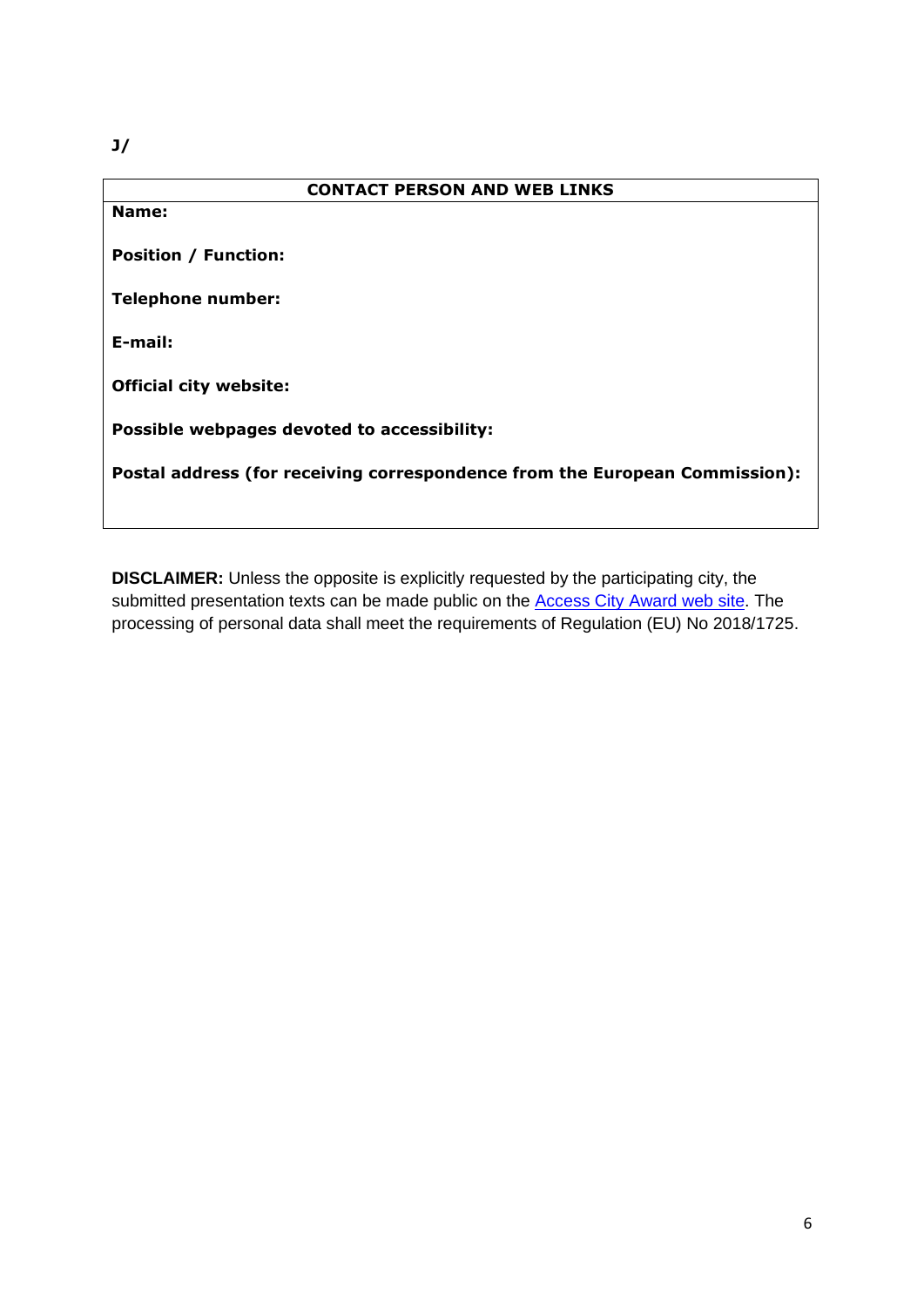**J/**

| CONTACT PERSON AND WEB LINKS |
| --- |
| **Name:**<br><br>**Position / Function:**<br><br>**Telephone number:**<br><br>**E-mail:**<br><br>**Official city website:**<br><br>**Possible webpages devoted to accessibility:**<br><br>**Postal address (for receiving correspondence from the European Commission):** |

**DISCLAIMER:** Unless the opposite is explicitly requested by the participating city, the submitted presentation texts can be made public on the Access City Award web site. The processing of personal data shall meet the requirements of Regulation (EU) No 2018/1725.